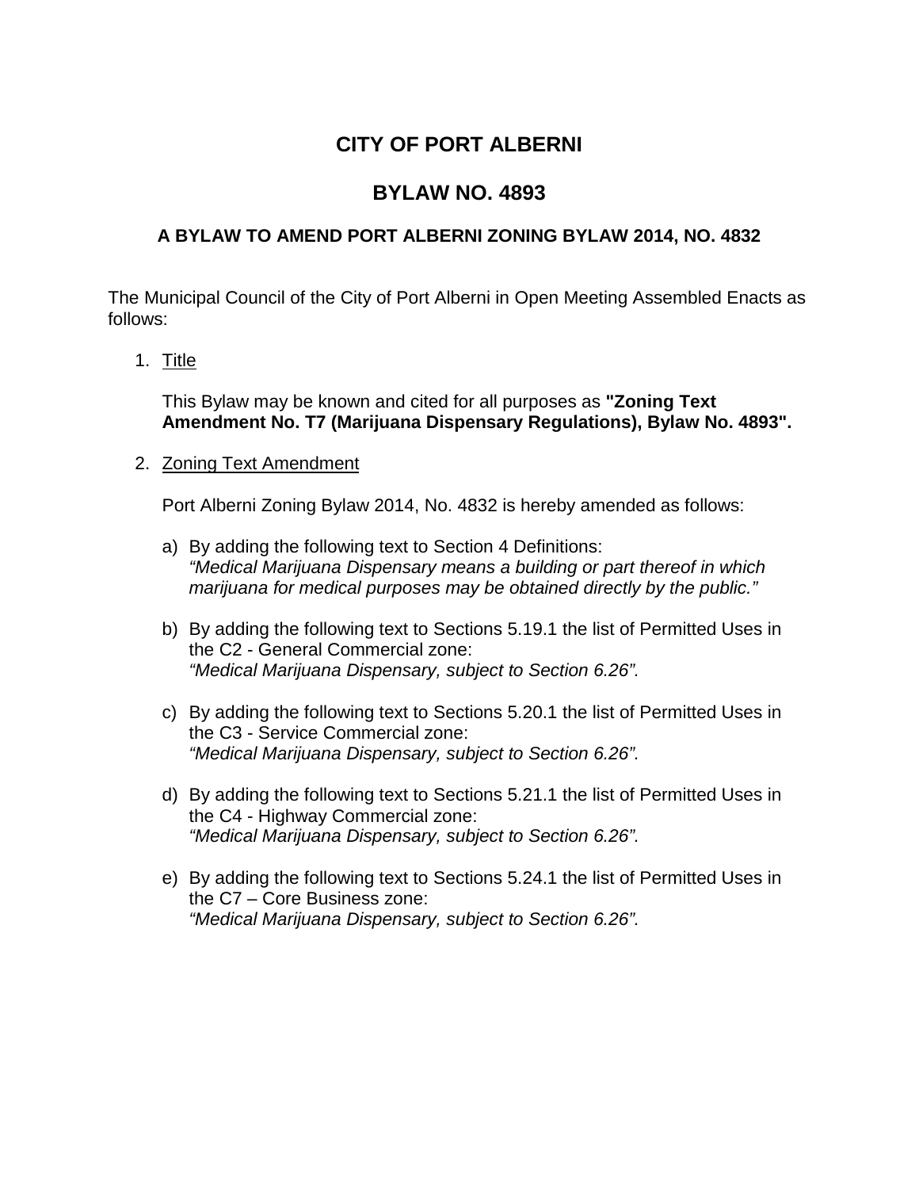# CITY OF PORT ALBERNI

## BYLAW NO. 4893

### A BYLAW TO AMEND PORT ALBERNI ZONING BYLAW 2014, NO. 4832

The Municipal Council of the City of Port Alberni in Open Meeting Assembled Enacts as follows:

1. Title

   This Bylaw may be known and cited for all purposes as **"Zoning Text Amendment No. T7 (Marijuana Dispensary Regulations), Bylaw No. 4893".**

2. Zoning Text Amendment

   Port Alberni Zoning Bylaw 2014, No. 4832 is hereby amended as follows:

   a) By adding the following text to Section 4 Definitions:
      *"Medical Marijuana Dispensary means a building or part thereof in which marijuana for medical purposes may be obtained directly by the public."*

   b) By adding the following text to Sections 5.19.1 the list of Permitted Uses in the C2 - General Commercial zone:
      *"Medical Marijuana Dispensary, subject to Section 6.26".*

   c) By adding the following text to Sections 5.20.1 the list of Permitted Uses in the C3 - Service Commercial zone:
      *"Medical Marijuana Dispensary, subject to Section 6.26".*

   d) By adding the following text to Sections 5.21.1 the list of Permitted Uses in the C4 - Highway Commercial zone:
      *"Medical Marijuana Dispensary, subject to Section 6.26".*

   e) By adding the following text to Sections 5.24.1 the list of Permitted Uses in the C7 – Core Business zone:
      *"Medical Marijuana Dispensary, subject to Section 6.26".*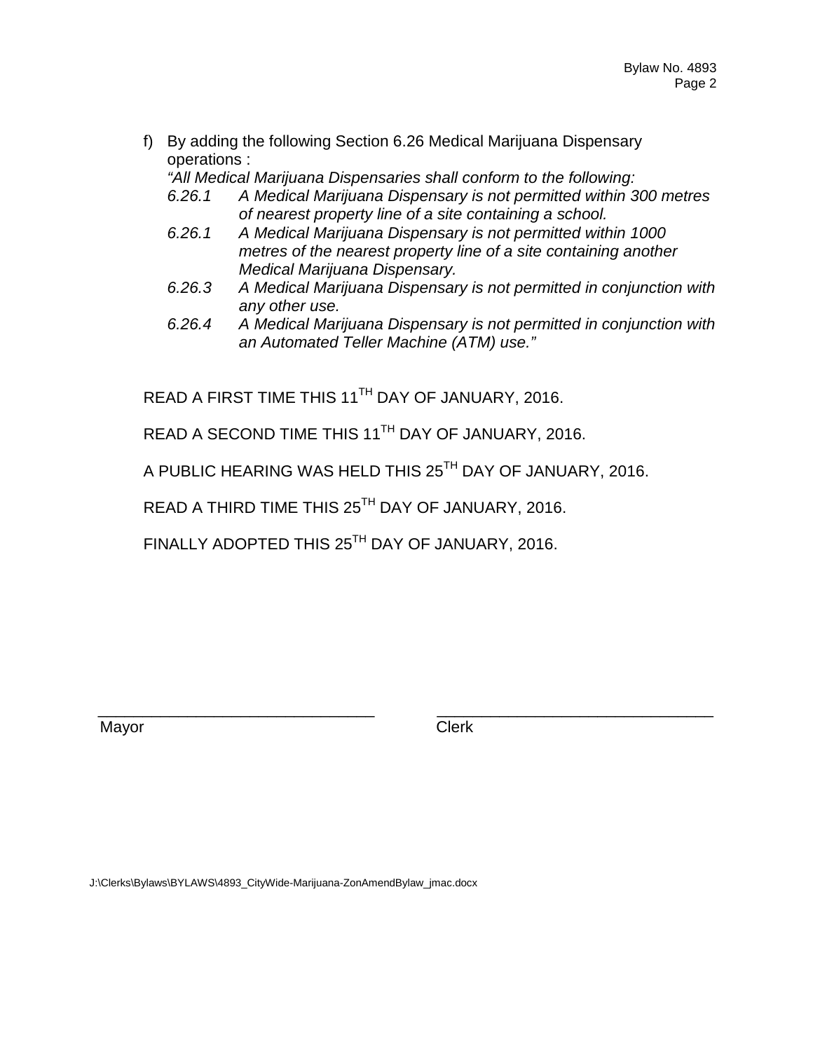f) By adding the following Section 6.26 Medical Marijuana Dispensary operations :

*"All Medical Marijuana Dispensaries shall conform to the following:*

*6.26.1 A Medical Marijuana Dispensary is not permitted within 300 metres of nearest property line of a site containing a school.*

*6.26.1 A Medical Marijuana Dispensary is not permitted within 1000 metres of the nearest property line of a site containing another Medical Marijuana Dispensary.*

*6.26.3 A Medical Marijuana Dispensary is not permitted in conjunction with any other use.*

*6.26.4 A Medical Marijuana Dispensary is not permitted in conjunction with an Automated Teller Machine (ATM) use."*

READ A FIRST TIME THIS 11[TH] DAY OF JANUARY, 2016.

READ A SECOND TIME THIS 11[TH] DAY OF JANUARY, 2016.

A PUBLIC HEARING WAS HELD THIS 25[TH] DAY OF JANUARY, 2016.

READ A THIRD TIME THIS 25[TH] DAY OF JANUARY, 2016.

FINALLY ADOPTED THIS 25[TH] DAY OF JANUARY, 2016.

| | |
|---|---|
| ______________________________ | ______________________________ |
| Mayor | Clerk |

J:\Clerks\Bylaws\BYLAWS\4893_CityWide-Marijuana-ZonAmendBylaw_jmac.docx